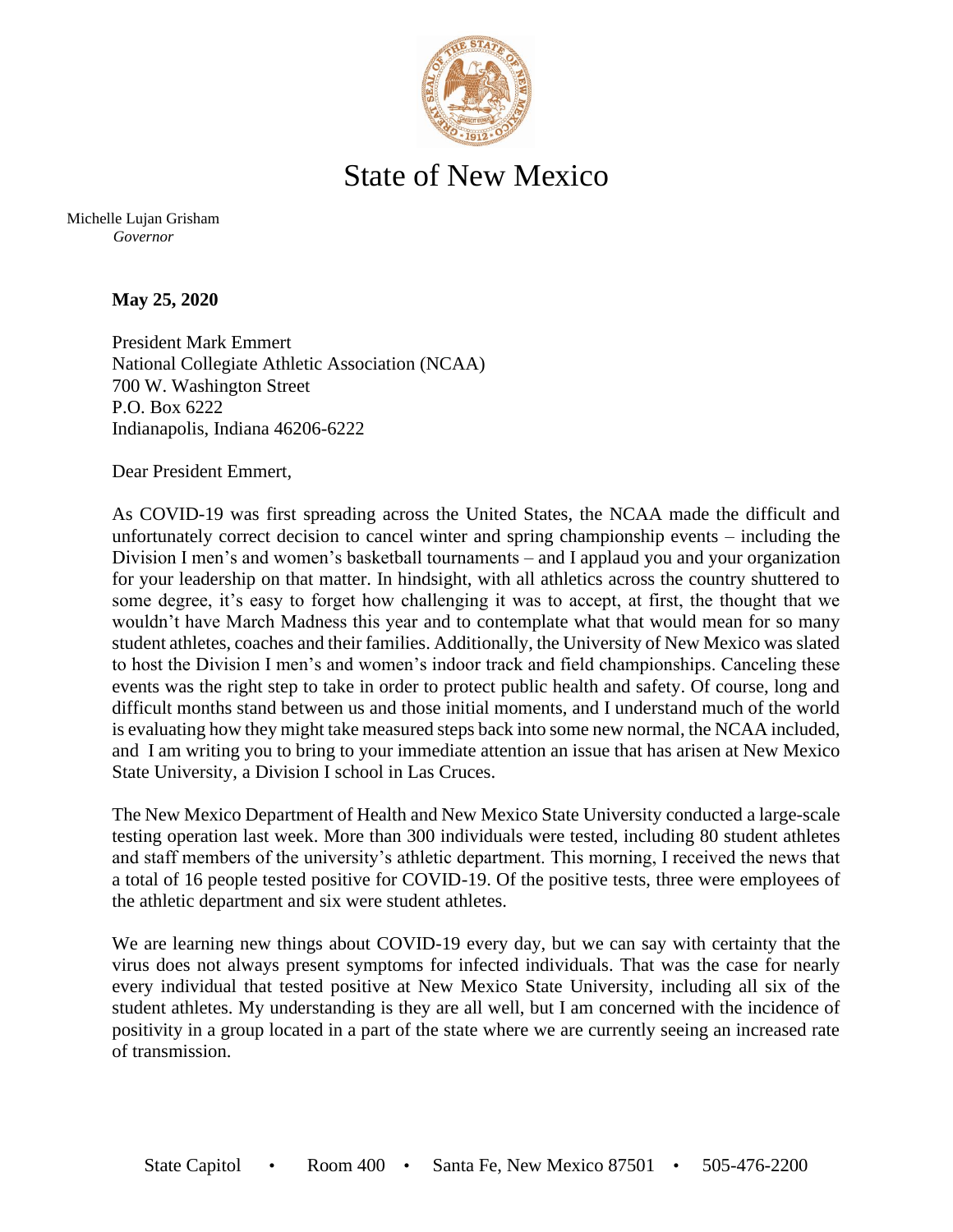# State of New Mexico

Michelle Lujan Grisham
*Governor*

**May 25, 2020**

President Mark Emmert
National Collegiate Athletic Association (NCAA)
700 W. Washington Street
P.O. Box 6222
Indianapolis, Indiana 46206-6222

Dear President Emmert,

As COVID-19 was first spreading across the United States, the NCAA made the difficult and unfortunately correct decision to cancel winter and spring championship events – including the Division I men's and women's basketball tournaments – and I applaud you and your organization for your leadership on that matter. In hindsight, with all athletics across the country shuttered to some degree, it's easy to forget how challenging it was to accept, at first, the thought that we wouldn't have March Madness this year and to contemplate what that would mean for so many student athletes, coaches and their families. Additionally, the University of New Mexico was slated to host the Division I men's and women's indoor track and field championships. Canceling these events was the right step to take in order to protect public health and safety. Of course, long and difficult months stand between us and those initial moments, and I understand much of the world is evaluating how they might take measured steps back into some new normal, the NCAA included, and I am writing you to bring to your immediate attention an issue that has arisen at New Mexico State University, a Division I school in Las Cruces.

The New Mexico Department of Health and New Mexico State University conducted a large-scale testing operation last week. More than 300 individuals were tested, including 80 student athletes and staff members of the university's athletic department. This morning, I received the news that a total of 16 people tested positive for COVID-19. Of the positive tests, three were employees of the athletic department and six were student athletes.

We are learning new things about COVID-19 every day, but we can say with certainty that the virus does not always present symptoms for infected individuals. That was the case for nearly every individual that tested positive at New Mexico State University, including all six of the student athletes. My understanding is they are all well, but I am concerned with the incidence of positivity in a group located in a part of the state where we are currently seeing an increased rate of transmission.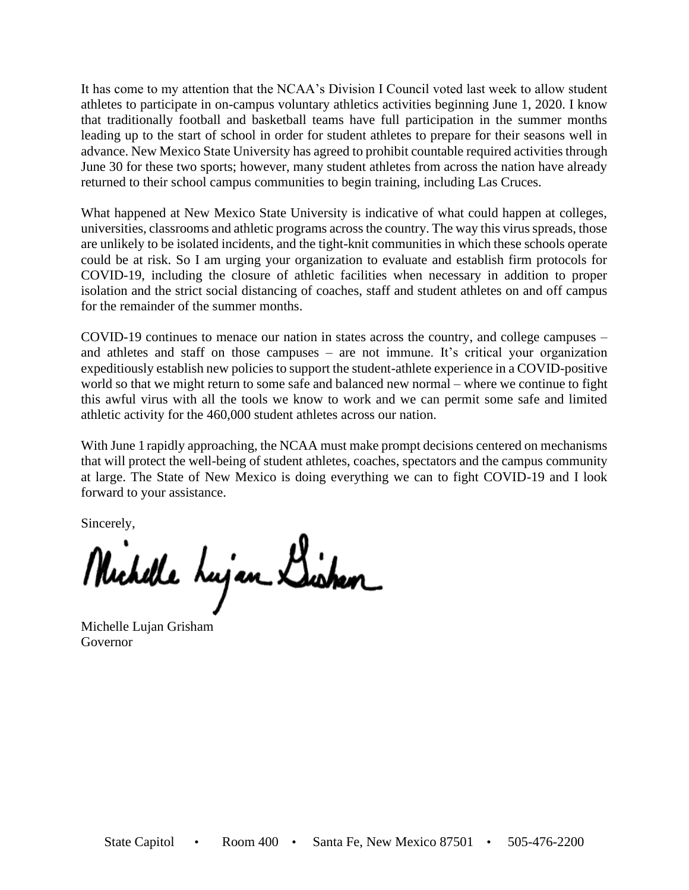It has come to my attention that the NCAA's Division I Council voted last week to allow student athletes to participate in on-campus voluntary athletics activities beginning June 1, 2020. I know that traditionally football and basketball teams have full participation in the summer months leading up to the start of school in order for student athletes to prepare for their seasons well in advance. New Mexico State University has agreed to prohibit countable required activities through June 30 for these two sports; however, many student athletes from across the nation have already returned to their school campus communities to begin training, including Las Cruces.

What happened at New Mexico State University is indicative of what could happen at colleges, universities, classrooms and athletic programs across the country. The way this virus spreads, those are unlikely to be isolated incidents, and the tight-knit communities in which these schools operate could be at risk. So I am urging your organization to evaluate and establish firm protocols for COVID-19, including the closure of athletic facilities when necessary in addition to proper isolation and the strict social distancing of coaches, staff and student athletes on and off campus for the remainder of the summer months.

COVID-19 continues to menace our nation in states across the country, and college campuses – and athletes and staff on those campuses – are not immune. It's critical your organization expeditiously establish new policies to support the student-athlete experience in a COVID-positive world so that we might return to some safe and balanced new normal – where we continue to fight this awful virus with all the tools we know to work and we can permit some safe and limited athletic activity for the 460,000 student athletes across our nation.

With June 1 rapidly approaching, the NCAA must make prompt decisions centered on mechanisms that will protect the well-being of student athletes, coaches, spectators and the campus community at large. The State of New Mexico is doing everything we can to fight COVID-19 and I look forward to your assistance.

Sincerely,

Michelle Lujan Grisham

Michelle Lujan Grisham
Governor

State Capitol • Room 400 • Santa Fe, New Mexico 87501 • 505-476-2200